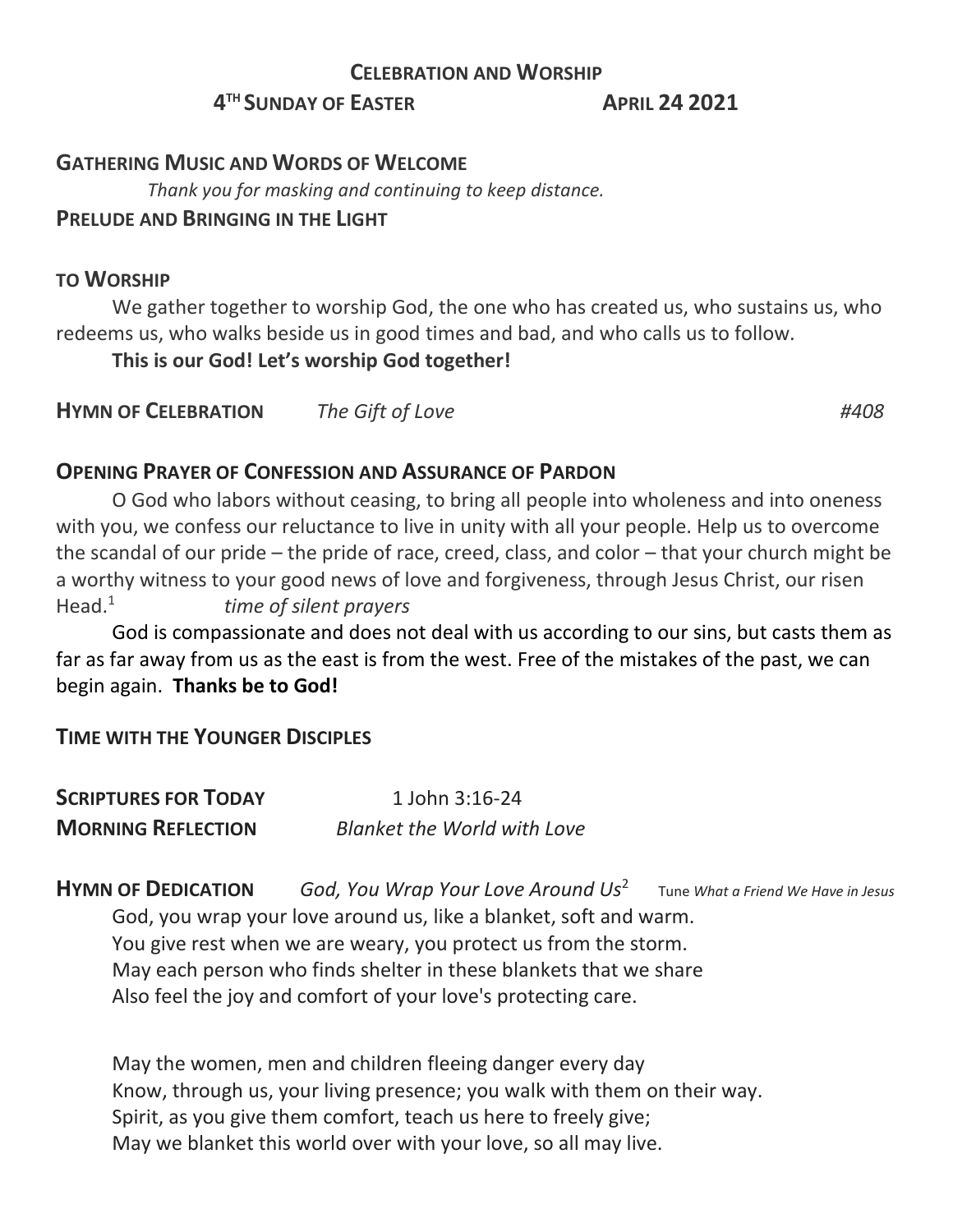# CELEBRATION AND WORSHIP

## 4TH SUNDAY OF EASTER APRIL 24 2021

**GATHERING MUSIC AND WORDS OF WELCOME**

*Thank you for masking and continuing to keep distance.*

**PRELUDE AND BRINGING IN THE LIGHT**

**TO WORSHIP**

We gather together to worship God, the one who has created us, who sustains us, who redeems us, who walks beside us in good times and bad, and who calls us to follow.

**This is our God! Let's worship God together!**

**HYMN OF CELEBRATION** *The Gift of Love* *#408*

**OPENING PRAYER OF CONFESSION AND ASSURANCE OF PARDON**

O God who labors without ceasing, to bring all people into wholeness and into oneness with you, we confess our reluctance to live in unity with all your people. Help us to overcome the scandal of our pride – the pride of race, creed, class, and color – that your church might be a worthy witness to your good news of love and forgiveness, through Jesus Christ, our risen Head.[1] *time of silent prayers*

God is compassionate and does not deal with us according to our sins, but casts them as far as far away from us as the east is from the west. Free of the mistakes of the past, we can begin again. **Thanks be to God!**

**TIME WITH THE YOUNGER DISCIPLES**

**SCRIPTURES FOR TODAY** 1 John 3:16-24

**MORNING REFLECTION** *Blanket the World with Love*

**HYMN OF DEDICATION** *God, You Wrap Your Love Around Us*[2] Tune *What a Friend We Have in Jesus*

God, you wrap your love around us, like a blanket, soft and warm.
You give rest when we are weary, you protect us from the storm.
May each person who finds shelter in these blankets that we share
Also feel the joy and comfort of your love's protecting care.

May the women, men and children fleeing danger every day
Know, through us, your living presence; you walk with them on their way.
Spirit, as you give them comfort, teach us here to freely give;
May we blanket this world over with your love, so all may live.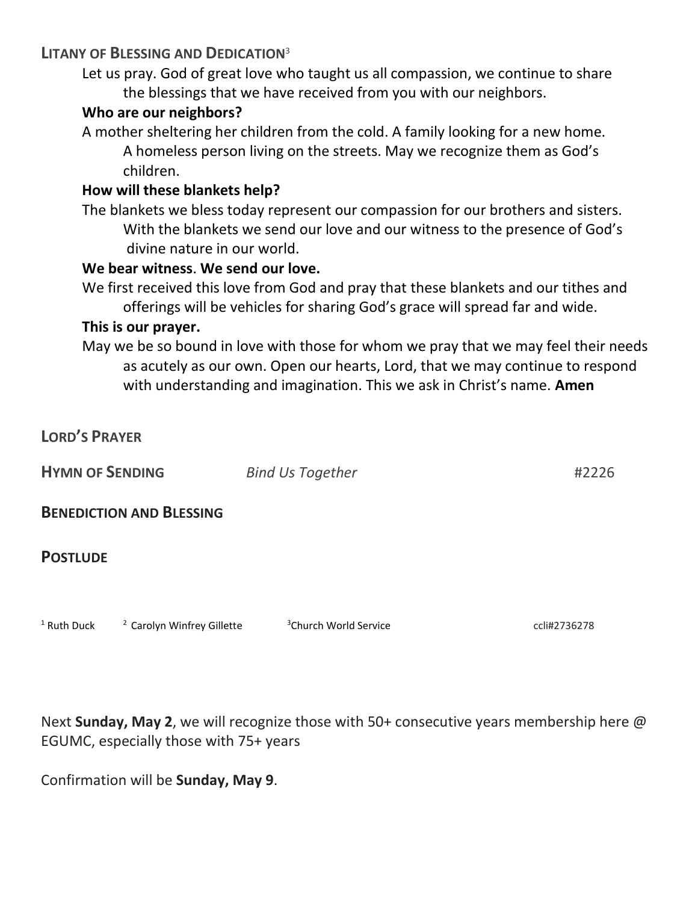**LITANY OF BLESSING AND DEDICATION**[3]

Let us pray. God of great love who taught us all compassion, we continue to share the blessings that we have received from you with our neighbors.

**Who are our neighbors?**

A mother sheltering her children from the cold. A family looking for a new home. A homeless person living on the streets. May we recognize them as God's children.

**How will these blankets help?**

The blankets we bless today represent our compassion for our brothers and sisters. With the blankets we send our love and our witness to the presence of God's divine nature in our world.

**We bear witness**. **We send our love.**

We first received this love from God and pray that these blankets and our tithes and offerings will be vehicles for sharing God's grace will spread far and wide.

**This is our prayer.**

May we be so bound in love with those for whom we pray that we may feel their needs as acutely as our own. Open our hearts, Lord, that we may continue to respond with understanding and imagination. This we ask in Christ's name. **Amen**

**LORD'S PRAYER**

**HYMN OF SENDING** *Bind Us Together* #2226

**BENEDICTION AND BLESSING**

**POSTLUDE**

[1] Ruth Duck [2] Carolyn Winfrey Gillette [3] Church World Service ccli#2736278

Next **Sunday, May 2**, we will recognize those with 50+ consecutive years membership here @ EGUMC, especially those with 75+ years

Confirmation will be **Sunday, May 9**.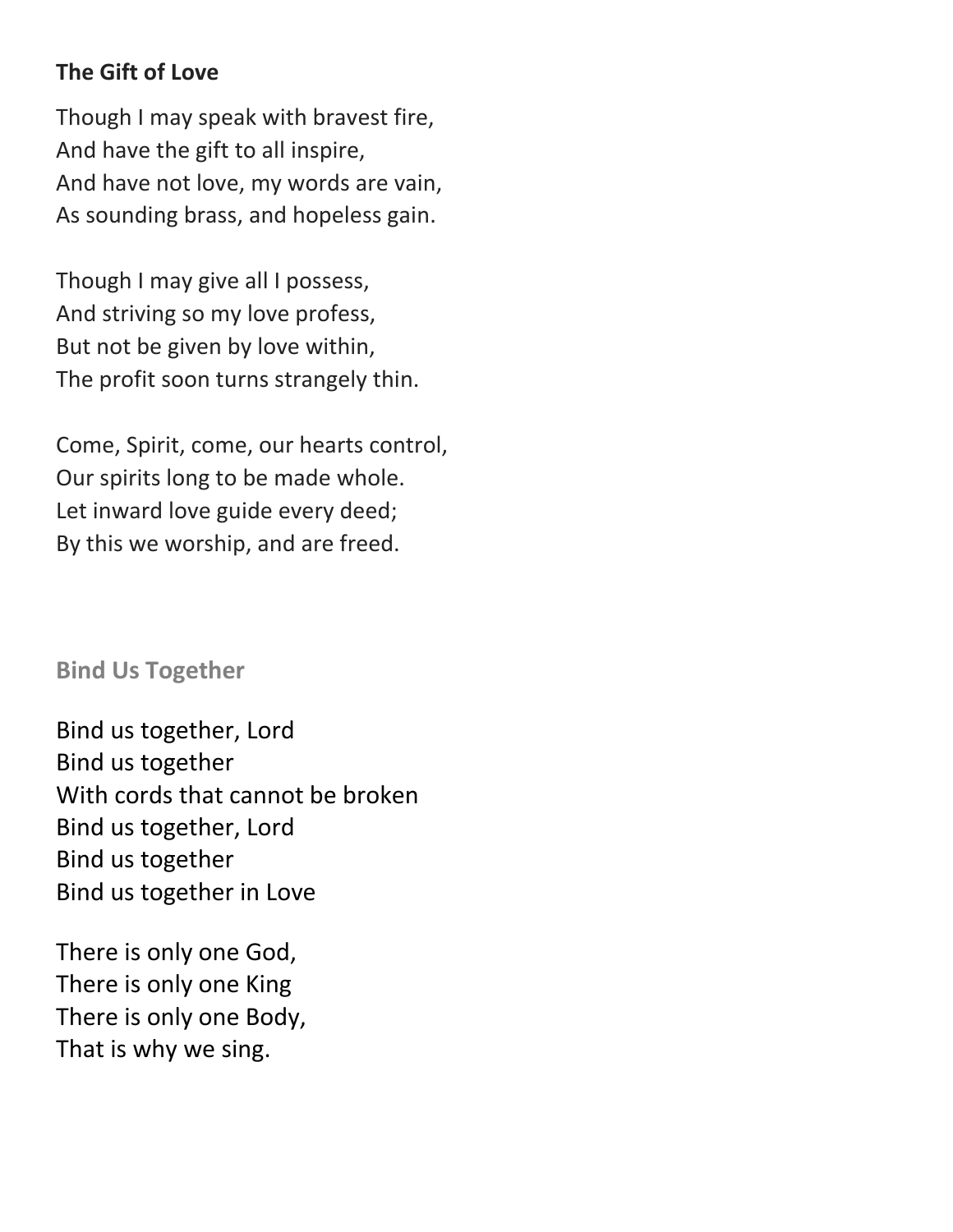**The Gift of Love**

Though I may speak with bravest fire,
And have the gift to all inspire,
And have not love, my words are vain,
As sounding brass, and hopeless gain.

Though I may give all I possess,
And striving so my love profess,
But not be given by love within,
The profit soon turns strangely thin.

Come, Spirit, come, our hearts control,
Our spirits long to be made whole.
Let inward love guide every deed;
By this we worship, and are freed.

**Bind Us Together**

Bind us together, Lord
Bind us together
With cords that cannot be broken
Bind us together, Lord
Bind us together
Bind us together in Love

There is only one God,
There is only one King
There is only one Body,
That is why we sing.